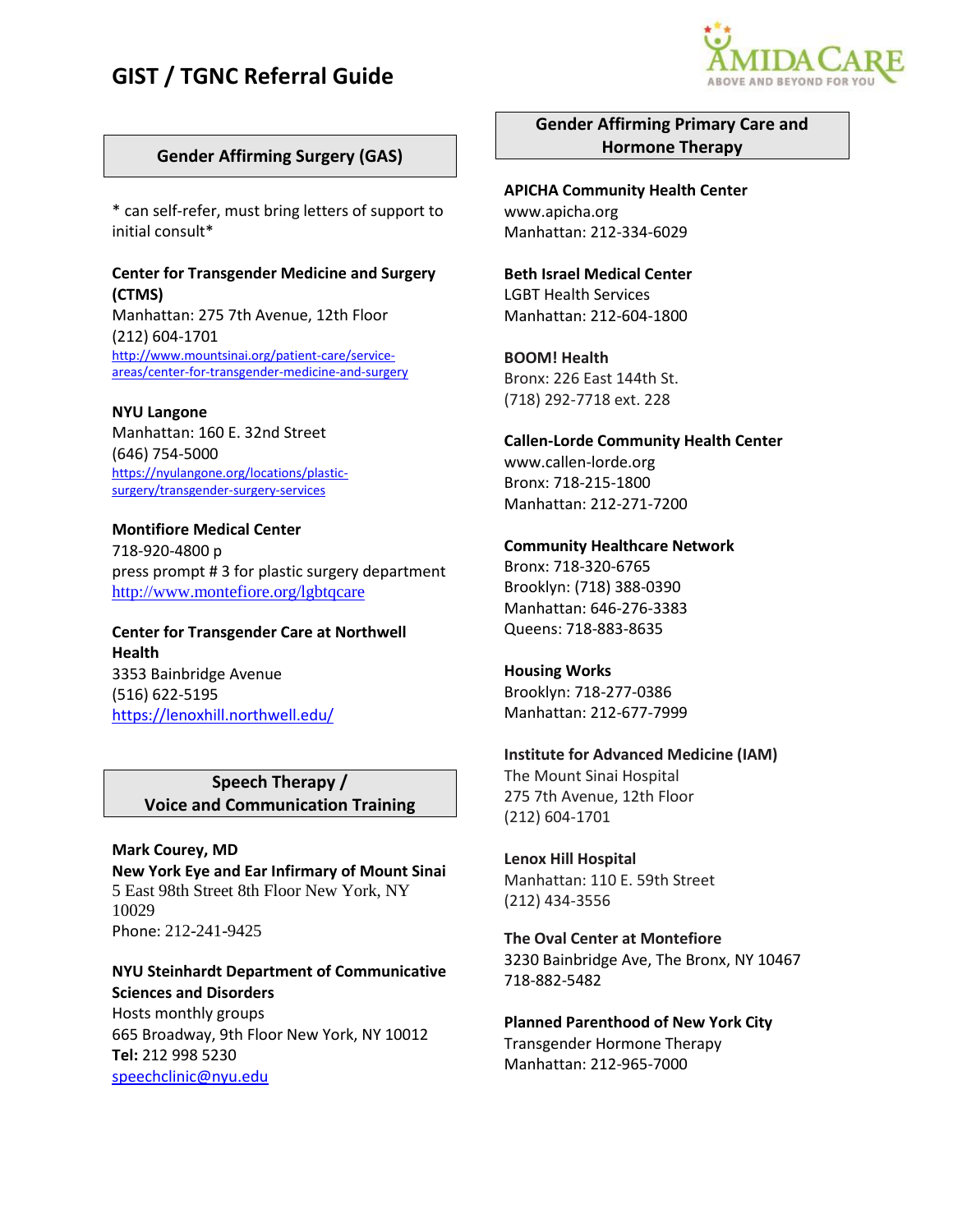# GIST / TGNC Referral Guide

## Gender Affirming Surgery (GAS)

* can self-refer, must bring letters of support to initial consult*

**Center for Transgender Medicine and Surgery (CTMS)**
Manhattan: 275 7th Avenue, 12th Floor
(212) 604-1701
http://www.mountsinai.org/patient-care/service-areas/center-for-transgender-medicine-and-surgery

**NYU Langone**
Manhattan: 160 E. 32nd Street
(646) 754-5000
https://nyulangone.org/locations/plastic-surgery/transgender-surgery-services

**Montifiore Medical Center**
718-920-4800 p
press prompt # 3 for plastic surgery department
http://www.montefiore.org/lgbtqcare

**Center for Transgender Care at Northwell Health**
3353 Bainbridge Avenue
(516) 622-5195
https://lenoxhill.northwell.edu/

## Speech Therapy / Voice and Communication Training

**Mark Courey, MD**
**New York Eye and Ear Infirmary of Mount Sinai**
5 East 98th Street 8th Floor New York, NY 10029
Phone: 212-241-9425

**NYU Steinhardt Department of Communicative Sciences and Disorders**
Hosts monthly groups
665 Broadway, 9th Floor New York, NY 10012
**Tel:** 212 998 5230
speechclinic@nyu.edu

## Gender Affirming Primary Care and Hormone Therapy

**APICHA Community Health Center**
www.apicha.org
Manhattan: 212-334-6029

**Beth Israel Medical Center**
LGBT Health Services
Manhattan: 212-604-1800

**BOOM! Health**
Bronx: 226 East 144th St.
(718) 292-7718 ext. 228

**Callen-Lorde Community Health Center**
www.callen-lorde.org
Bronx: 718-215-1800
Manhattan: 212-271-7200

**Community Healthcare Network**
Bronx: 718-320-6765
Brooklyn: (718) 388-0390
Manhattan: 646-276-3383
Queens: 718-883-8635

**Housing Works**
Brooklyn: 718-277-0386
Manhattan: 212-677-7999

**Institute for Advanced Medicine (IAM)**
The Mount Sinai Hospital
275 7th Avenue, 12th Floor
(212) 604-1701

**Lenox Hill Hospital**
Manhattan: 110 E. 59th Street
(212) 434-3556

**The Oval Center at Montefiore**
3230 Bainbridge Ave, The Bronx, NY 10467
718-882-5482

**Planned Parenthood of New York City**
Transgender Hormone Therapy
Manhattan: 212-965-7000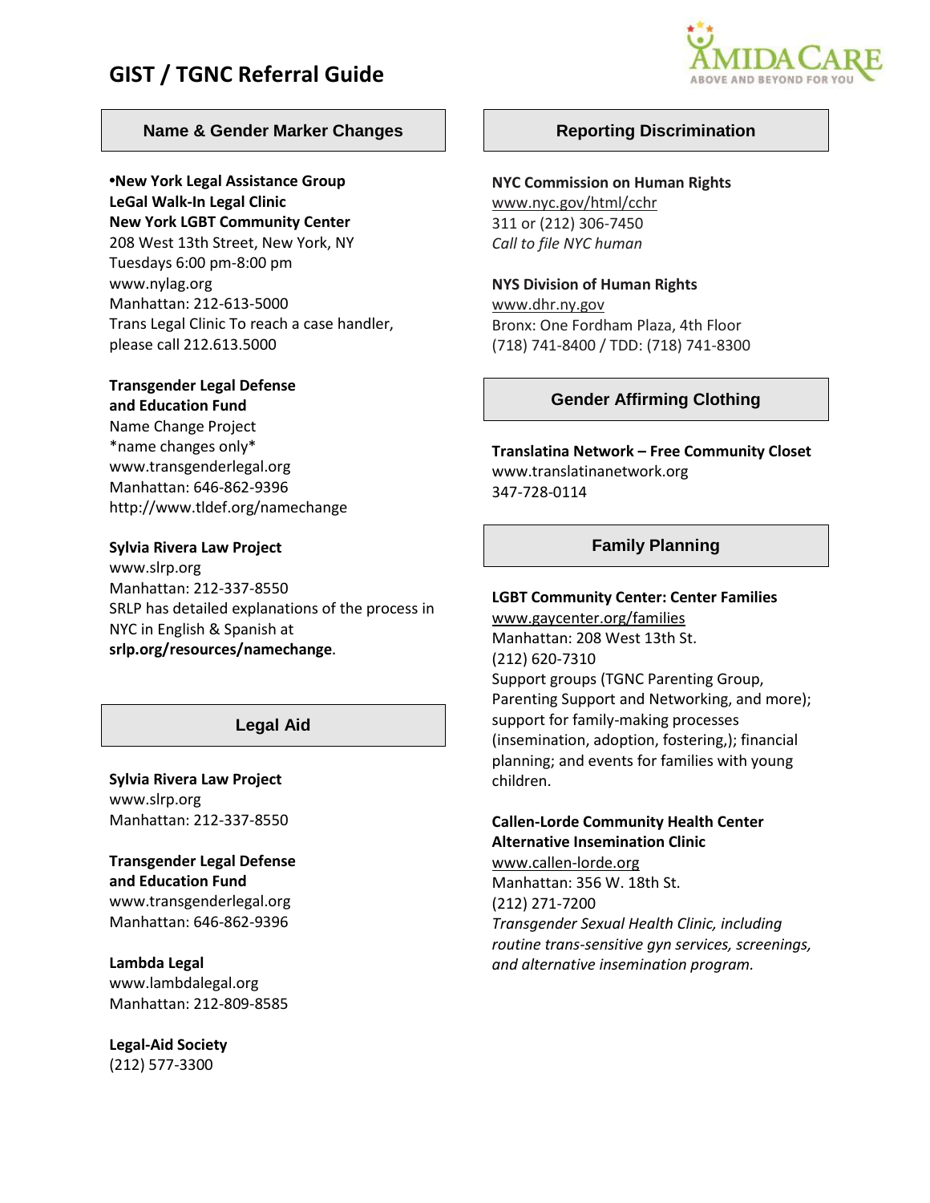# GIST / TGNC Referral Guide

## Name & Gender Marker Changes

**•New York Legal Assistance Group**
**LeGal Walk-In Legal Clinic**
**New York LGBT Community Center**
208 West 13th Street, New York, NY
Tuesdays 6:00 pm-8:00 pm
www.nylag.org
Manhattan: 212-613-5000
Trans Legal Clinic To reach a case handler, please call 212.613.5000

**Transgender Legal Defense and Education Fund**
Name Change Project
*name changes only*
www.transgenderlegal.org
Manhattan: 646-862-9396
http://www.tldef.org/namechange

**Sylvia Rivera Law Project**
www.slrp.org
Manhattan: 212-337-8550
SRLP has detailed explanations of the process in NYC in English & Spanish at **srlp.org/resources/namechange**.

## Legal Aid

**Sylvia Rivera Law Project**
www.slrp.org
Manhattan: 212-337-8550

**Transgender Legal Defense and Education Fund**
www.transgenderlegal.org
Manhattan: 646-862-9396

**Lambda Legal**
www.lambdalegal.org
Manhattan: 212-809-8585

**Legal-Aid Society**
(212) 577-3300

## Reporting Discrimination

**NYC Commission on Human Rights**
www.nyc.gov/html/cchr
311 or (212) 306-7450
*Call to file NYC human*

**NYS Division of Human Rights**
www.dhr.ny.gov
Bronx: One Fordham Plaza, 4th Floor
(718) 741-8400 / TDD: (718) 741-8300

## Gender Affirming Clothing

**Translatina Network – Free Community Closet**
www.translatinanetwork.org
347-728-0114

## Family Planning

**LGBT Community Center: Center Families**
www.gaycenter.org/families
Manhattan: 208 West 13th St.
(212) 620-7310
Support groups (TGNC Parenting Group, Parenting Support and Networking, and more); support for family-making processes (insemination, adoption, fostering,); financial planning; and events for families with young children.

**Callen-Lorde Community Health Center Alternative Insemination Clinic**
www.callen-lorde.org
Manhattan: 356 W. 18th St.
(212) 271-7200
*Transgender Sexual Health Clinic, including routine trans-sensitive gyn services, screenings, and alternative insemination program.*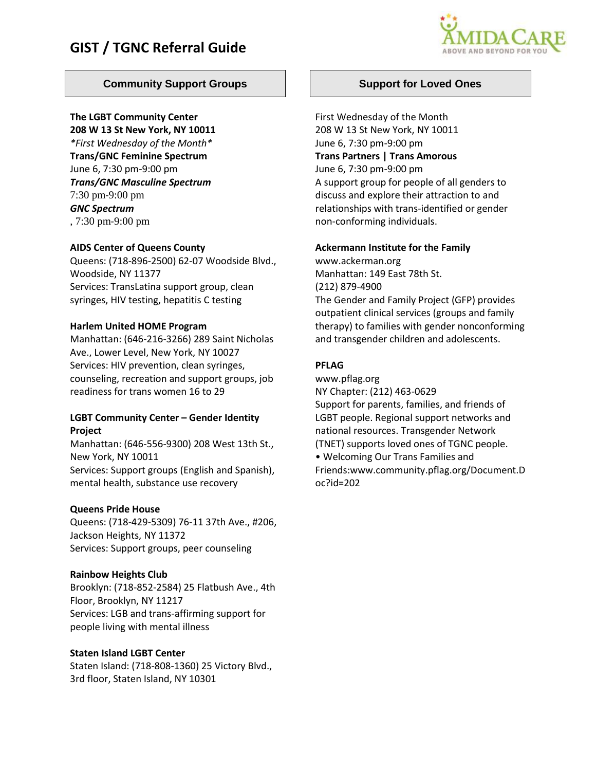# GIST / TGNC Referral Guide

## Community Support Groups

**The LGBT Community Center**
**208 W 13 St New York, NY 10011**
*\*First Wednesday of the Month\**
**Trans/GNC Feminine Spectrum**
June 6, 7:30 pm-9:00 pm
***Trans/GNC Masculine Spectrum***
7:30 pm-9:00 pm
***GNC Spectrum***
, 7:30 pm-9:00 pm

**AIDS Center of Queens County**
Queens: (718-896-2500) 62-07 Woodside Blvd., Woodside, NY 11377
Services: TransLatina support group, clean syringes, HIV testing, hepatitis C testing

**Harlem United HOME Program**
Manhattan: (646-216-3266) 289 Saint Nicholas Ave., Lower Level, New York, NY 10027
Services: HIV prevention, clean syringes, counseling, recreation and support groups, job readiness for trans women 16 to 29

**LGBT Community Center – Gender Identity Project**
Manhattan: (646-556-9300) 208 West 13th St., New York, NY 10011
Services: Support groups (English and Spanish), mental health, substance use recovery

**Queens Pride House**
Queens: (718-429-5309) 76-11 37th Ave., #206, Jackson Heights, NY 11372
Services: Support groups, peer counseling

**Rainbow Heights Club**
Brooklyn: (718-852-2584) 25 Flatbush Ave., 4th Floor, Brooklyn, NY 11217
Services: LGB and trans-affirming support for people living with mental illness

**Staten Island LGBT Center**
Staten Island: (718-808-1360) 25 Victory Blvd., 3rd floor, Staten Island, NY 10301

## Support for Loved Ones

First Wednesday of the Month
208 W 13 St New York, NY 10011
June 6, 7:30 pm-9:00 pm
**Trans Partners | Trans Amorous**
June 6, 7:30 pm-9:00 pm
A support group for people of all genders to discuss and explore their attraction to and relationships with trans-identified or gender non-conforming individuals.

**Ackermann Institute for the Family**
www.ackerman.org
Manhattan: 149 East 78th St.
(212) 879-4900
The Gender and Family Project (GFP) provides outpatient clinical services (groups and family therapy) to families with gender nonconforming and transgender children and adolescents.

**PFLAG**
www.pflag.org
NY Chapter: (212) 463-0629
Support for parents, families, and friends of LGBT people. Regional support networks and national resources. Transgender Network (TNET) supports loved ones of TGNC people.
• Welcoming Our Trans Families and Friends:www.community.pflag.org/Document.Doc?id=202